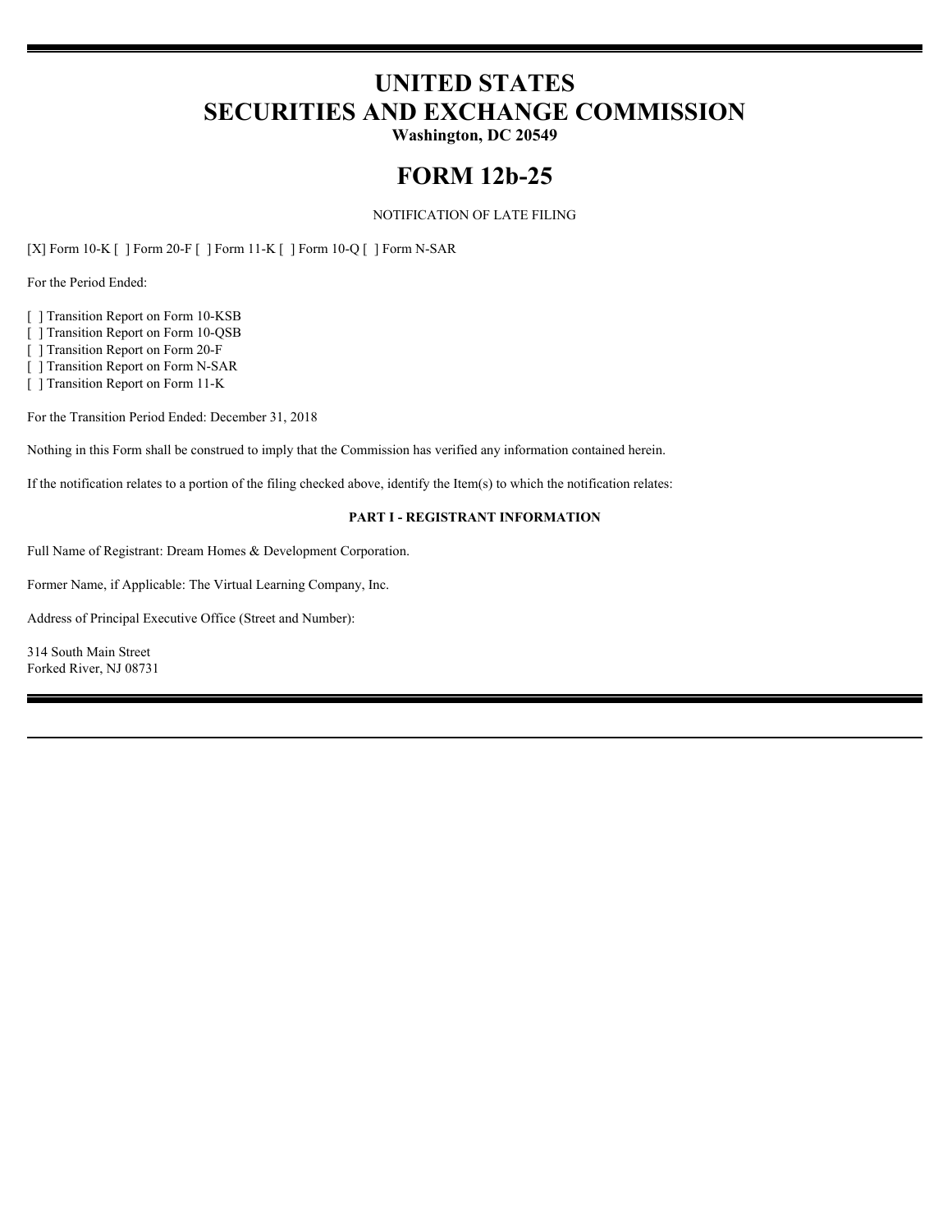# UNITED STATES
# SECURITIES AND EXCHANGE COMMISSION

**Washington, DC 20549**

# FORM 12b-25

NOTIFICATION OF LATE FILING

[X] Form 10-K [ ] Form 20-F [ ] Form 11-K [ ] Form 10-Q [ ] Form N-SAR

For the Period Ended:

[ ] Transition Report on Form 10-KSB
[ ] Transition Report on Form 10-QSB
[ ] Transition Report on Form 20-F
[ ] Transition Report on Form N-SAR
[ ] Transition Report on Form 11-K

For the Transition Period Ended: December 31, 2018

Nothing in this Form shall be construed to imply that the Commission has verified any information contained herein.

If the notification relates to a portion of the filing checked above, identify the Item(s) to which the notification relates:

**PART I - REGISTRANT INFORMATION**

Full Name of Registrant: Dream Homes & Development Corporation.

Former Name, if Applicable: The Virtual Learning Company, Inc.

Address of Principal Executive Office (Street and Number):

314 South Main Street
Forked River, NJ 08731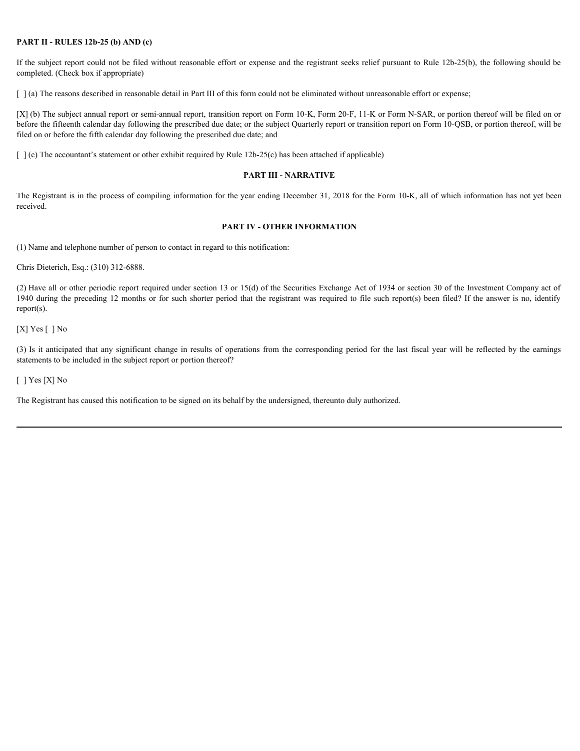**PART II - RULES 12b-25 (b) AND (c)**

If the subject report could not be filed without reasonable effort or expense and the registrant seeks relief pursuant to Rule 12b-25(b), the following should be completed. (Check box if appropriate)

[ ] (a) The reasons described in reasonable detail in Part III of this form could not be eliminated without unreasonable effort or expense;

[X] (b) The subject annual report or semi-annual report, transition report on Form 10-K, Form 20-F, 11-K or Form N-SAR, or portion thereof will be filed on or before the fifteenth calendar day following the prescribed due date; or the subject Quarterly report or transition report on Form 10-QSB, or portion thereof, will be filed on or before the fifth calendar day following the prescribed due date; and

[ ] (c) The accountant's statement or other exhibit required by Rule 12b-25(c) has been attached if applicable)

**PART III - NARRATIVE**

The Registrant is in the process of compiling information for the year ending December 31, 2018 for the Form 10-K, all of which information has not yet been received.

**PART IV - OTHER INFORMATION**

(1) Name and telephone number of person to contact in regard to this notification:

Chris Dieterich, Esq.: (310) 312-6888.

(2) Have all or other periodic report required under section 13 or 15(d) of the Securities Exchange Act of 1934 or section 30 of the Investment Company act of 1940 during the preceding 12 months or for such shorter period that the registrant was required to file such report(s) been filed? If the answer is no, identify report(s).

[X] Yes [ ] No

(3) Is it anticipated that any significant change in results of operations from the corresponding period for the last fiscal year will be reflected by the earnings statements to be included in the subject report or portion thereof?

[ ] Yes [X] No

The Registrant has caused this notification to be signed on its behalf by the undersigned, thereunto duly authorized.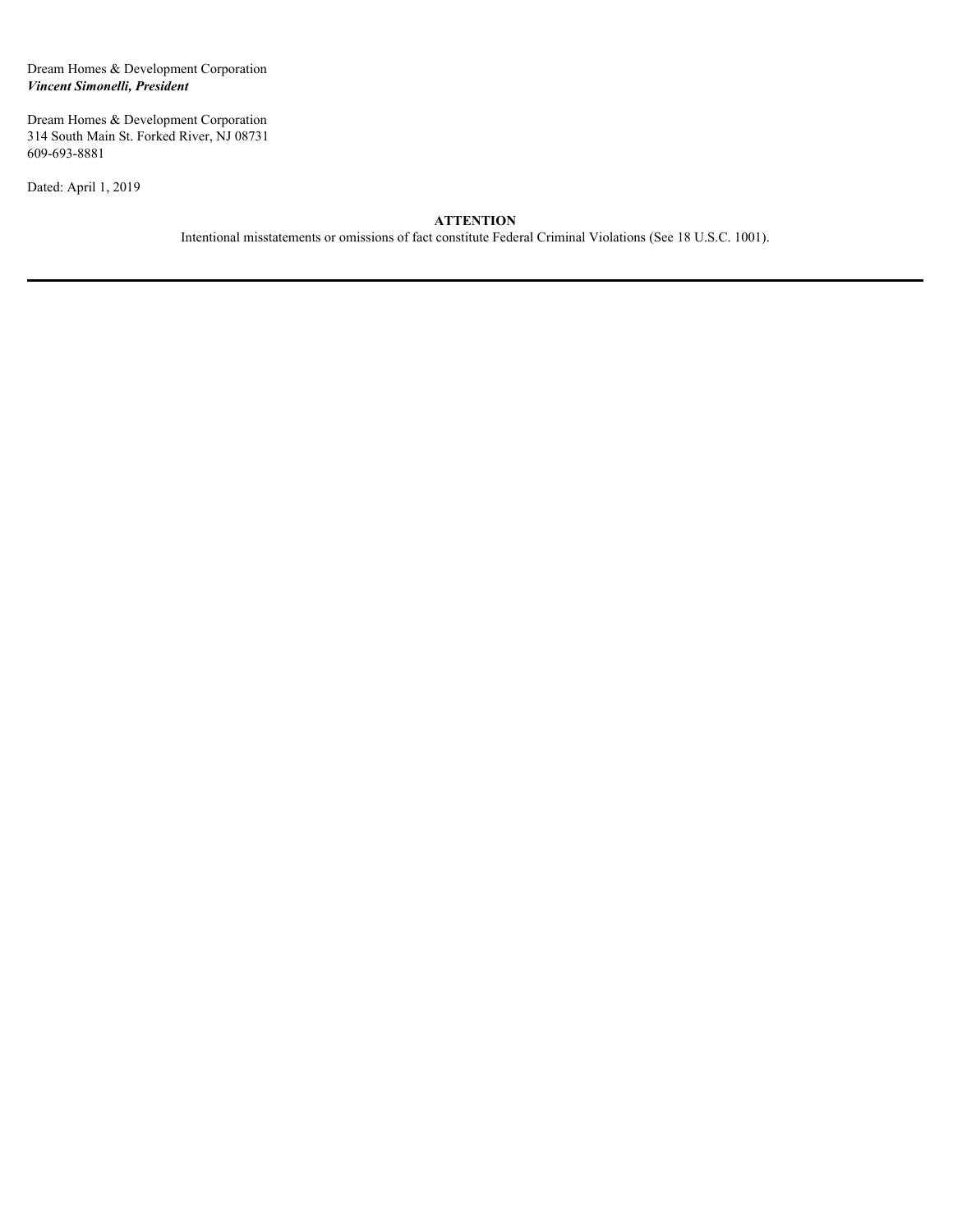Dream Homes & Development Corporation
***Vincent Simonelli, President***

Dream Homes & Development Corporation
314 South Main St. Forked River, NJ 08731
609-693-8881

Dated: April 1, 2019

**ATTENTION**

Intentional misstatements or omissions of fact constitute Federal Criminal Violations (See 18 U.S.C. 1001).

---